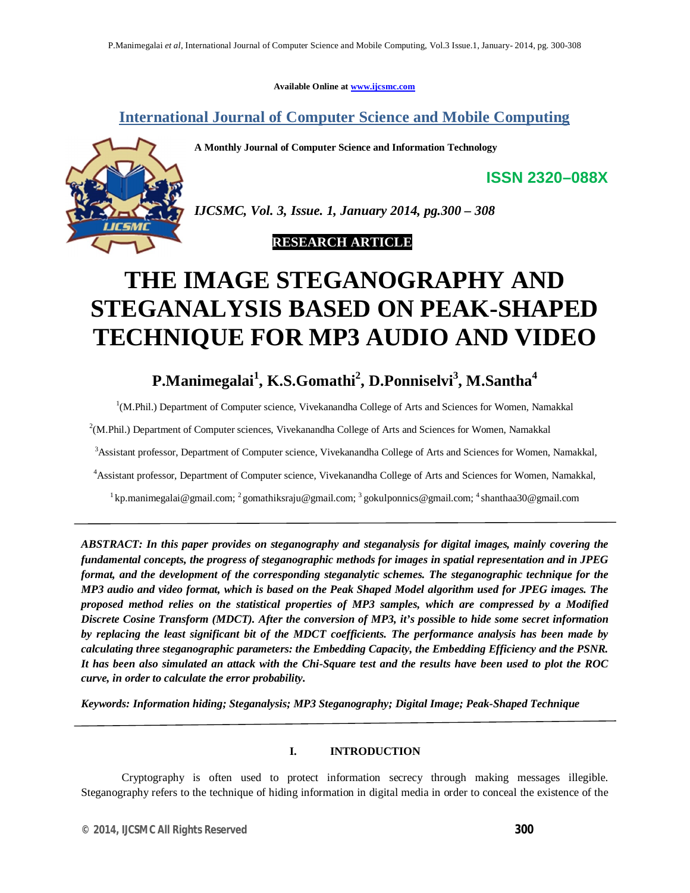Available Online at www.ijcsmc.com

# International Journal of Computer Science and Mobile Computing

**A Monthly Journal of Computer Science and Information Technology**

**ISSN 2320–088X**

***IJCSMC, Vol. 3, Issue. 1, January 2014, pg.300 – 308***

**RESEARCH ARTICLE**

# THE IMAGE STEGANOGRAPHY AND STEGANALYSIS BASED ON PEAK-SHAPED TECHNIQUE FOR MP3 AUDIO AND VIDEO

**P.Manimegalai[1], K.S.Gomathi[2], D.Ponniselvi[3], M.Santha[4]**

[1](M.Phil.) Department of Computer science, Vivekanandha College of Arts and Sciences for Women, Namakkal

[2](M.Phil.) Department of Computer sciences, Vivekanandha College of Arts and Sciences for Women, Namakkal

[3]Assistant professor, Department of Computer science, Vivekanandha College of Arts and Sciences for Women, Namakkal,

[4]Assistant professor, Department of Computer science, Vivekanandha College of Arts and Sciences for Women, Namakkal,

[1] kp.manimegalai@gmail.com; [2] gomathiksraju@gmail.com; [3] gokulponnics@gmail.com; [4] shanthaa30@gmail.com

---

***ABSTRACT: In this paper provides on steganography and steganalysis for digital images, mainly covering the fundamental concepts, the progress of steganographic methods for images in spatial representation and in JPEG format, and the development of the corresponding steganalytic schemes. The steganographic technique for the MP3 audio and video format, which is based on the Peak Shaped Model algorithm used for JPEG images. The proposed method relies on the statistical properties of MP3 samples, which are compressed by a Modified Discrete Cosine Transform (MDCT). After the conversion of MP3, it's possible to hide some secret information by replacing the least significant bit of the MDCT coefficients. The performance analysis has been made by calculating three steganographic parameters: the Embedding Capacity, the Embedding Efficiency and the PSNR. It has been also simulated an attack with the Chi-Square test and the results have been used to plot the ROC curve, in order to calculate the error probability.***

***Keywords: Information hiding; Steganalysis; MP3 Steganography; Digital Image; Peak-Shaped Technique***

---

## I. INTRODUCTION

Cryptography is often used to protect information secrecy through making messages illegible. Steganography refers to the technique of hiding information in digital media in order to conceal the existence of the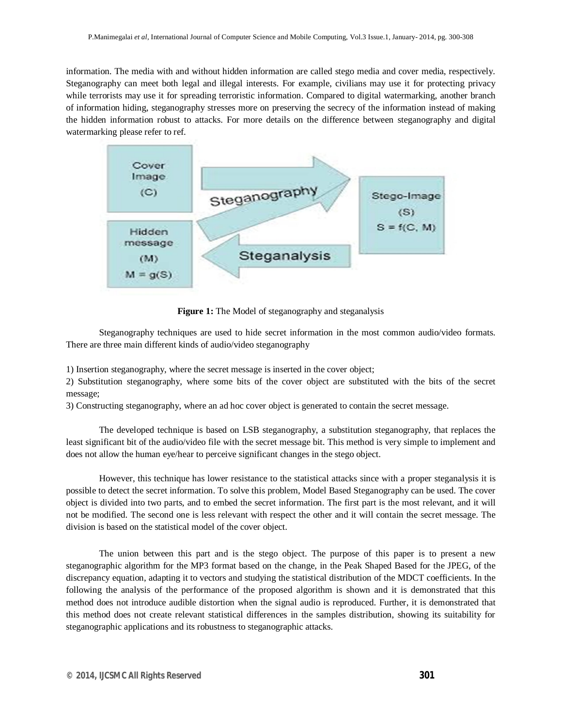information. The media with and without hidden information are called stego media and cover media, respectively. Steganography can meet both legal and illegal interests. For example, civilians may use it for protecting privacy while terrorists may use it for spreading terroristic information. Compared to digital watermarking, another branch of information hiding, steganography stresses more on preserving the secrecy of the information instead of making the hidden information robust to attacks. For more details on the difference between steganography and digital watermarking please refer to ref.

**Figure 1:** The Model of steganography and steganalysis

Steganography techniques are used to hide secret information in the most common audio/video formats. There are three main different kinds of audio/video steganography

1) Insertion steganography, where the secret message is inserted in the cover object;
2) Substitution steganography, where some bits of the cover object are substituted with the bits of the secret message;
3) Constructing steganography, where an ad hoc cover object is generated to contain the secret message.

The developed technique is based on LSB steganography, a substitution steganography, that replaces the least significant bit of the audio/video file with the secret message bit. This method is very simple to implement and does not allow the human eye/hear to perceive significant changes in the stego object.

However, this technique has lower resistance to the statistical attacks since with a proper steganalysis it is possible to detect the secret information. To solve this problem, Model Based Steganography can be used. The cover object is divided into two parts, and to embed the secret information. The first part is the most relevant, and it will not be modified. The second one is less relevant with respect the other and it will contain the secret message. The division is based on the statistical model of the cover object.

The union between this part and is the stego object. The purpose of this paper is to present a new steganographic algorithm for the MP3 format based on the change, in the Peak Shaped Based for the JPEG, of the discrepancy equation, adapting it to vectors and studying the statistical distribution of the MDCT coefficients. In the following the analysis of the performance of the proposed algorithm is shown and it is demonstrated that this method does not introduce audible distortion when the signal audio is reproduced. Further, it is demonstrated that this method does not create relevant statistical differences in the samples distribution, showing its suitability for steganographic applications and its robustness to steganographic attacks.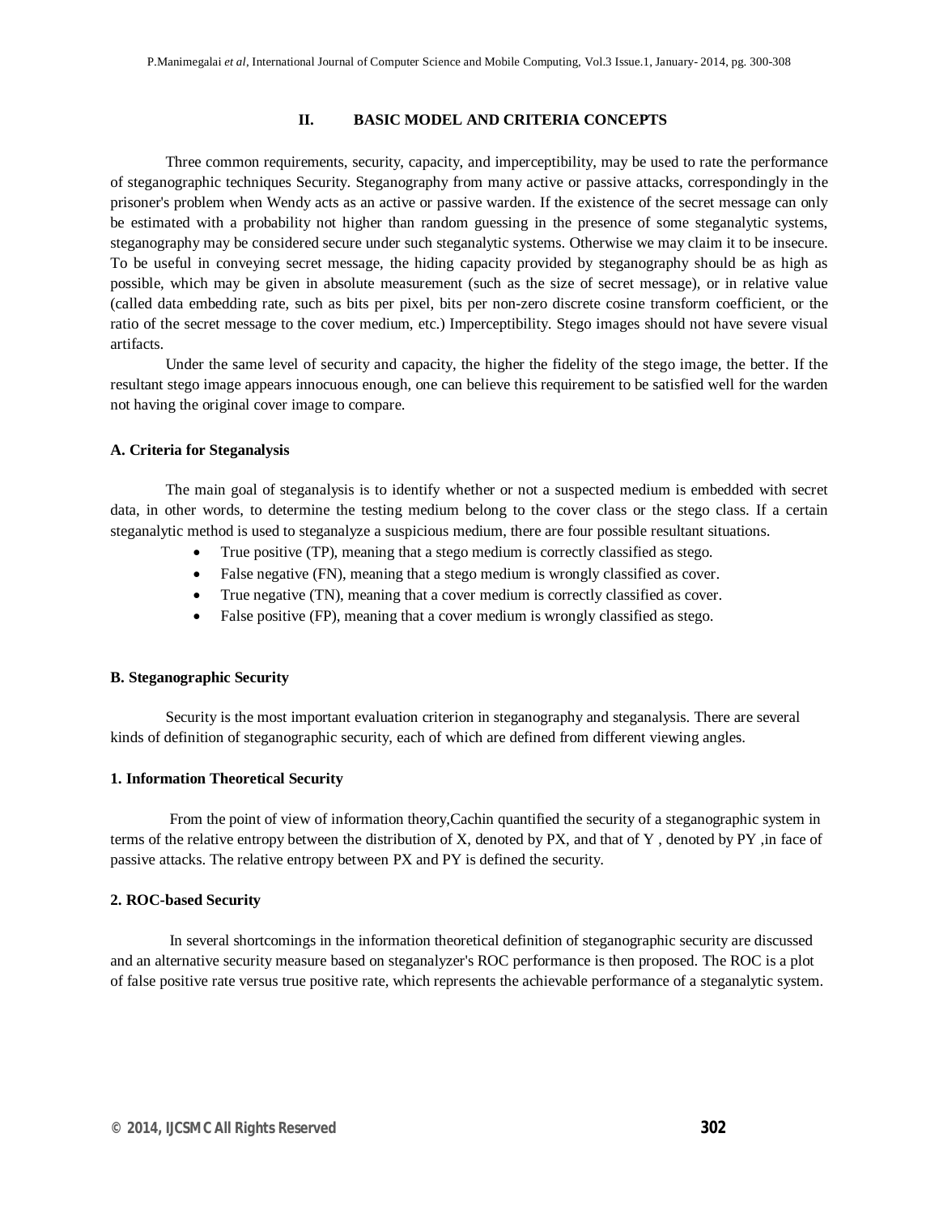## II. BASIC MODEL AND CRITERIA CONCEPTS

Three common requirements, security, capacity, and imperceptibility, may be used to rate the performance of steganographic techniques Security. Steganography from many active or passive attacks, correspondingly in the prisoner's problem when Wendy acts as an active or passive warden. If the existence of the secret message can only be estimated with a probability not higher than random guessing in the presence of some steganalytic systems, steganography may be considered secure under such steganalytic systems. Otherwise we may claim it to be insecure. To be useful in conveying secret message, the hiding capacity provided by steganography should be as high as possible, which may be given in absolute measurement (such as the size of secret message), or in relative value (called data embedding rate, such as bits per pixel, bits per non-zero discrete cosine transform coefficient, or the ratio of the secret message to the cover medium, etc.) Imperceptibility. Stego images should not have severe visual artifacts.

Under the same level of security and capacity, the higher the fidelity of the stego image, the better. If the resultant stego image appears innocuous enough, one can believe this requirement to be satisfied well for the warden not having the original cover image to compare.

### A. Criteria for Steganalysis

The main goal of steganalysis is to identify whether or not a suspected medium is embedded with secret data, in other words, to determine the testing medium belong to the cover class or the stego class. If a certain steganalytic method is used to steganalyze a suspicious medium, there are four possible resultant situations.

- True positive (TP), meaning that a stego medium is correctly classified as stego.
- False negative (FN), meaning that a stego medium is wrongly classified as cover.
- True negative (TN), meaning that a cover medium is correctly classified as cover.
- False positive (FP), meaning that a cover medium is wrongly classified as stego.

### B. Steganographic Security

Security is the most important evaluation criterion in steganography and steganalysis. There are several kinds of definition of steganographic security, each of which are defined from different viewing angles.

#### 1. Information Theoretical Security

From the point of view of information theory,Cachin quantified the security of a steganographic system in terms of the relative entropy between the distribution of X, denoted by PX, and that of Y , denoted by PY ,in face of passive attacks. The relative entropy between PX and PY is defined the security.

#### 2. ROC-based Security

In several shortcomings in the information theoretical definition of steganographic security are discussed and an alternative security measure based on steganalyzer's ROC performance is then proposed. The ROC is a plot of false positive rate versus true positive rate, which represents the achievable performance of a steganalytic system.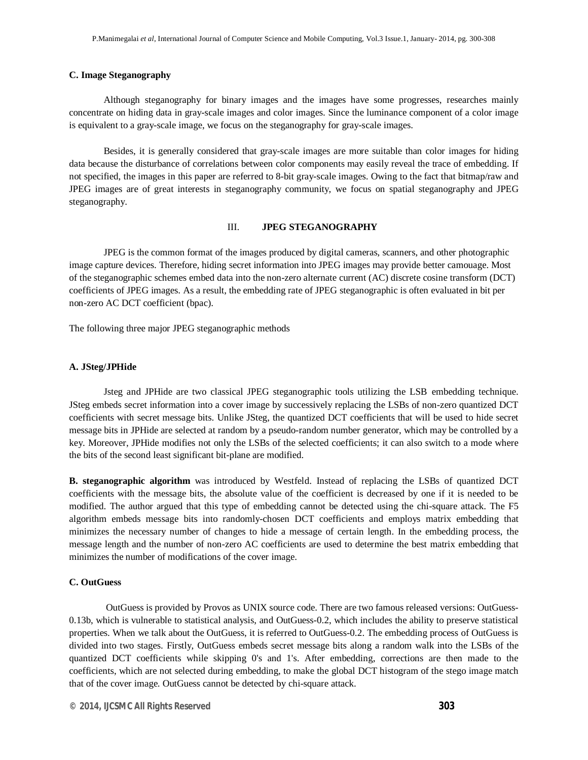### C. Image Steganography

Although steganography for binary images and the images have some progresses, researches mainly concentrate on hiding data in gray-scale images and color images. Since the luminance component of a color image is equivalent to a gray-scale image, we focus on the steganography for gray-scale images.

Besides, it is generally considered that gray-scale images are more suitable than color images for hiding data because the disturbance of correlations between color components may easily reveal the trace of embedding. If not specified, the images in this paper are referred to 8-bit gray-scale images. Owing to the fact that bitmap/raw and JPEG images are of great interests in steganography community, we focus on spatial steganography and JPEG steganography.

## III. JPEG STEGANOGRAPHY

JPEG is the common format of the images produced by digital cameras, scanners, and other photographic image capture devices. Therefore, hiding secret information into JPEG images may provide better camouage. Most of the steganographic schemes embed data into the non-zero alternate current (AC) discrete cosine transform (DCT) coefficients of JPEG images. As a result, the embedding rate of JPEG steganographic is often evaluated in bit per non-zero AC DCT coefficient (bpac).

The following three major JPEG steganographic methods

### A. JSteg/JPHide

Jsteg and JPHide are two classical JPEG steganographic tools utilizing the LSB embedding technique. JSteg embeds secret information into a cover image by successively replacing the LSBs of non-zero quantized DCT coefficients with secret message bits. Unlike JSteg, the quantized DCT coefficients that will be used to hide secret message bits in JPHide are selected at random by a pseudo-random number generator, which may be controlled by a key. Moreover, JPHide modifies not only the LSBs of the selected coefficients; it can also switch to a mode where the bits of the second least significant bit-plane are modified.

**B. steganographic algorithm** was introduced by Westfeld. Instead of replacing the LSBs of quantized DCT coefficients with the message bits, the absolute value of the coefficient is decreased by one if it is needed to be modified. The author argued that this type of embedding cannot be detected using the chi-square attack. The F5 algorithm embeds message bits into randomly-chosen DCT coefficients and employs matrix embedding that minimizes the necessary number of changes to hide a message of certain length. In the embedding process, the message length and the number of non-zero AC coefficients are used to determine the best matrix embedding that minimizes the number of modifications of the cover image.

### C. OutGuess

OutGuess is provided by Provos as UNIX source code. There are two famous released versions: OutGuess-0.13b, which is vulnerable to statistical analysis, and OutGuess-0.2, which includes the ability to preserve statistical properties. When we talk about the OutGuess, it is referred to OutGuess-0.2. The embedding process of OutGuess is divided into two stages. Firstly, OutGuess embeds secret message bits along a random walk into the LSBs of the quantized DCT coefficients while skipping 0's and 1's. After embedding, corrections are then made to the coefficients, which are not selected during embedding, to make the global DCT histogram of the stego image match that of the cover image. OutGuess cannot be detected by chi-square attack.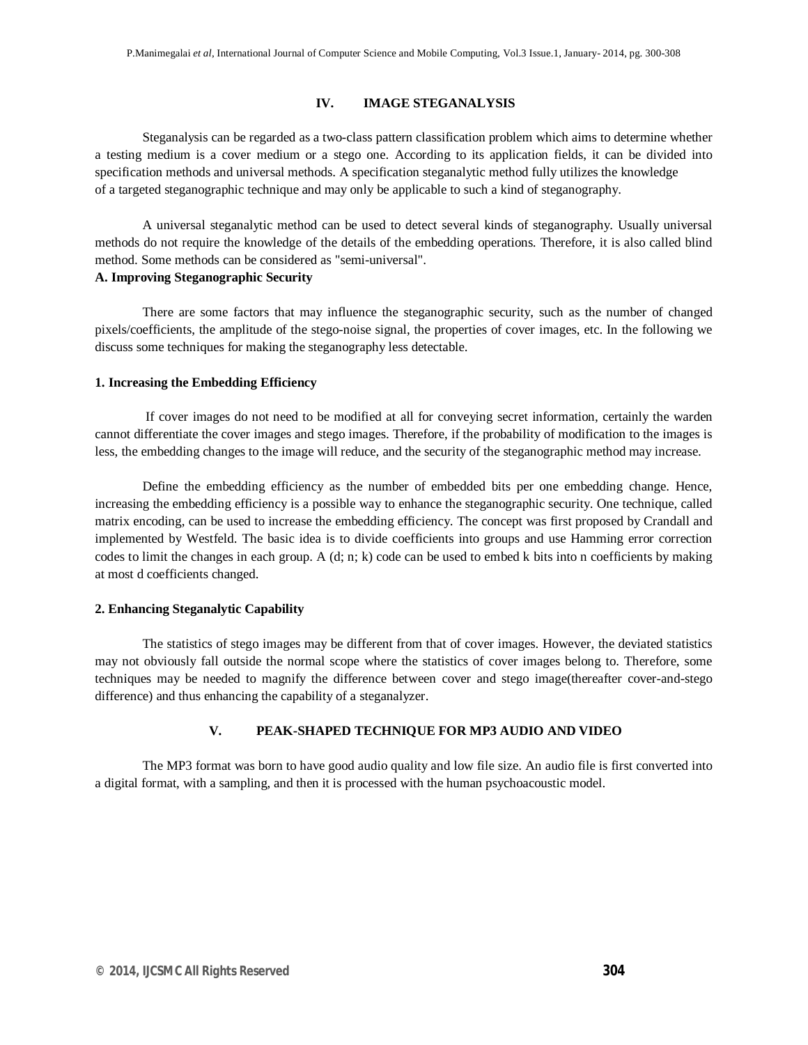## IV. IMAGE STEGANALYSIS

Steganalysis can be regarded as a two-class pattern classification problem which aims to determine whether a testing medium is a cover medium or a stego one. According to its application fields, it can be divided into specification methods and universal methods. A specification steganalytic method fully utilizes the knowledge of a targeted steganographic technique and may only be applicable to such a kind of steganography.

A universal steganalytic method can be used to detect several kinds of steganography. Usually universal methods do not require the knowledge of the details of the embedding operations. Therefore, it is also called blind method. Some methods can be considered as "semi-universal".

### A. Improving Steganographic Security

There are some factors that may influence the steganographic security, such as the number of changed pixels/coefficients, the amplitude of the stego-noise signal, the properties of cover images, etc. In the following we discuss some techniques for making the steganography less detectable.

#### 1. Increasing the Embedding Efficiency

If cover images do not need to be modified at all for conveying secret information, certainly the warden cannot differentiate the cover images and stego images. Therefore, if the probability of modification to the images is less, the embedding changes to the image will reduce, and the security of the steganographic method may increase.

Define the embedding efficiency as the number of embedded bits per one embedding change. Hence, increasing the embedding efficiency is a possible way to enhance the steganographic security. One technique, called matrix encoding, can be used to increase the embedding efficiency. The concept was first proposed by Crandall and implemented by Westfeld. The basic idea is to divide coefficients into groups and use Hamming error correction codes to limit the changes in each group. A (d; n; k) code can be used to embed k bits into n coefficients by making at most d coefficients changed.

#### 2. Enhancing Steganalytic Capability

The statistics of stego images may be different from that of cover images. However, the deviated statistics may not obviously fall outside the normal scope where the statistics of cover images belong to. Therefore, some techniques may be needed to magnify the difference between cover and stego image(thereafter cover-and-stego difference) and thus enhancing the capability of a steganalyzer.

## V. PEAK-SHAPED TECHNIQUE FOR MP3 AUDIO AND VIDEO

The MP3 format was born to have good audio quality and low file size. An audio file is first converted into a digital format, with a sampling, and then it is processed with the human psychoacoustic model.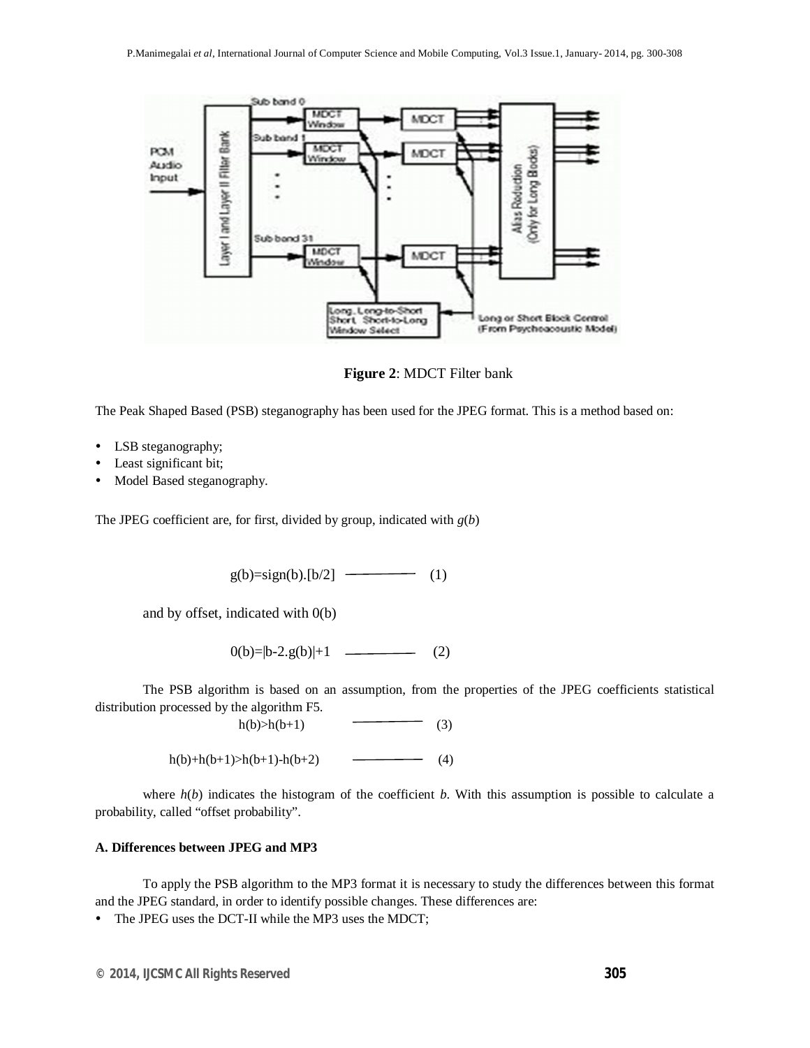**Figure 2**: MDCT Filter bank

The Peak Shaped Based (PSB) steganography has been used for the JPEG format. This is a method based on:

- LSB steganography;
- Least significant bit;
- Model Based steganography.

The JPEG coefficient are, for first, divided by group, indicated with $g(b)$

$$g(b)=sign(b).[b/2] \quad (1)$$

and by offset, indicated with 0(b)

$$0(b)=|b-2.g(b)|+1 \quad (2)$$

The PSB algorithm is based on an assumption, from the properties of the JPEG coefficients statistical distribution processed by the algorithm F5.

$$h(b)>h(b+1) \quad (3)$$

$$h(b)+h(b+1)>h(b+1)-h(b+2) \quad (4)$$

where $h(b)$ indicates the histogram of the coefficient $b$. With this assumption is possible to calculate a probability, called "offset probability".

### A. Differences between JPEG and MP3

To apply the PSB algorithm to the MP3 format it is necessary to study the differences between this format and the JPEG standard, in order to identify possible changes. These differences are:

- The JPEG uses the DCT-II while the MP3 uses the MDCT;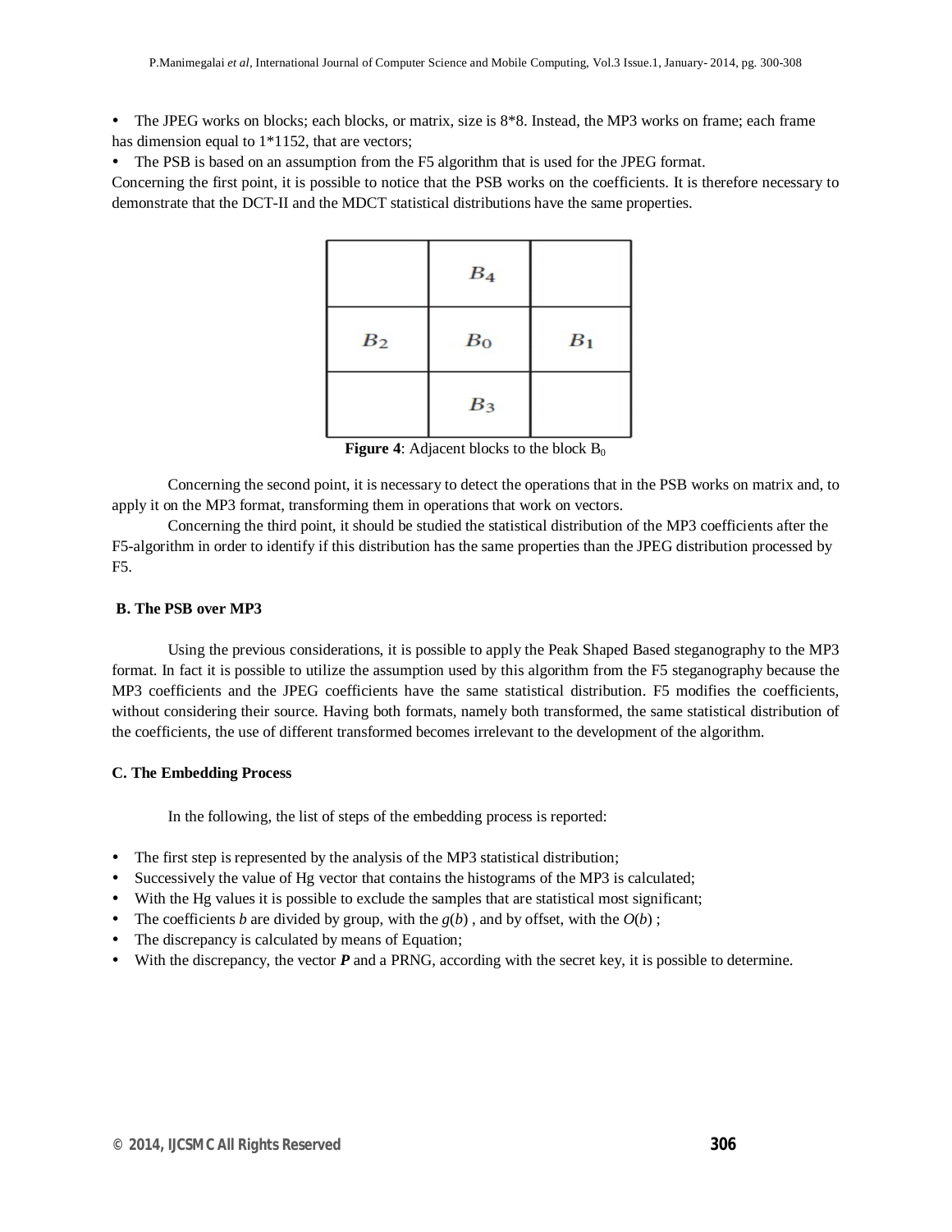- The JPEG works on blocks; each blocks, or matrix, size is 8*8. Instead, the MP3 works on frame; each frame has dimension equal to 1*1152, that are vectors;
- The PSB is based on an assumption from the F5 algorithm that is used for the JPEG format.

Concerning the first point, it is possible to notice that the PSB works on the coefficients. It is therefore necessary to demonstrate that the DCT-II and the MDCT statistical distributions have the same properties.

| | | |
|---|---|---|
| | $B_4$ | |
| $B_2$ | $B_0$ | $B_1$ |
| | $B_3$ | |

**Figure 4**: Adjacent blocks to the block $B_0$

Concerning the second point, it is necessary to detect the operations that in the PSB works on matrix and, to apply it on the MP3 format, transforming them in operations that work on vectors.

Concerning the third point, it should be studied the statistical distribution of the MP3 coefficients after the F5-algorithm in order to identify if this distribution has the same properties than the JPEG distribution processed by F5.

### B. The PSB over MP3

Using the previous considerations, it is possible to apply the Peak Shaped Based steganography to the MP3 format. In fact it is possible to utilize the assumption used by this algorithm from the F5 steganography because the MP3 coefficients and the JPEG coefficients have the same statistical distribution. F5 modifies the coefficients, without considering their source. Having both formats, namely both transformed, the same statistical distribution of the coefficients, the use of different transformed becomes irrelevant to the development of the algorithm.

### C. The Embedding Process

In the following, the list of steps of the embedding process is reported:

- The first step is represented by the analysis of the MP3 statistical distribution;
- Successively the value of Hg vector that contains the histograms of the MP3 is calculated;
- With the Hg values it is possible to exclude the samples that are statistical most significant;
- The coefficients $b$ are divided by group, with the $g(b)$ , and by offset, with the $O(b)$ ;
- The discrepancy is calculated by means of Equation;
- With the discrepancy, the vector $\boldsymbol{P}$ and a PRNG, according with the secret key, it is possible to determine.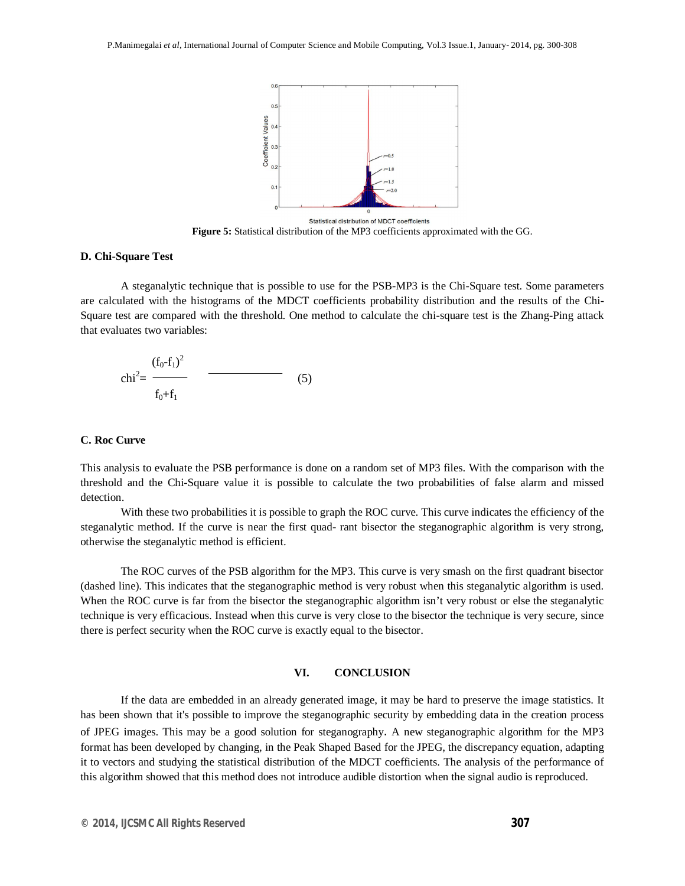Figure 5: Statistical distribution of the MP3 coefficients approximated with the GG.

**D. Chi-Square Test**

A steganalytic technique that is possible to use for the PSB-MP3 is the Chi-Square test. Some parameters are calculated with the histograms of the MDCT coefficients probability distribution and the results of the Chi-Square test are compared with the threshold. One method to calculate the chi-square test is the Zhang-Ping attack that evaluates two variables:

$$chi^2 = \frac{(f_0-f_1)^2}{f_0+f_1} \qquad (5)$$

**C. Roc Curve**

This analysis to evaluate the PSB performance is done on a random set of MP3 files. With the comparison with the threshold and the Chi-Square value it is possible to calculate the two probabilities of false alarm and missed detection.

With these two probabilities it is possible to graph the ROC curve. This curve indicates the efficiency of the steganalytic method. If the curve is near the first quad- rant bisector the steganographic algorithm is very strong, otherwise the steganalytic method is efficient.

The ROC curves of the PSB algorithm for the MP3. This curve is very smash on the first quadrant bisector (dashed line). This indicates that the steganographic method is very robust when this steganalytic algorithm is used. When the ROC curve is far from the bisector the steganographic algorithm isn't very robust or else the steganalytic technique is very efficacious. Instead when this curve is very close to the bisector the technique is very secure, since there is perfect security when the ROC curve is exactly equal to the bisector.

## VI. CONCLUSION

If the data are embedded in an already generated image, it may be hard to preserve the image statistics. It has been shown that it's possible to improve the steganographic security by embedding data in the creation process of JPEG images. This may be a good solution for steganography. A new steganographic algorithm for the MP3 format has been developed by changing, in the Peak Shaped Based for the JPEG, the discrepancy equation, adapting it to vectors and studying the statistical distribution of the MDCT coefficients. The analysis of the performance of this algorithm showed that this method does not introduce audible distortion when the signal audio is reproduced.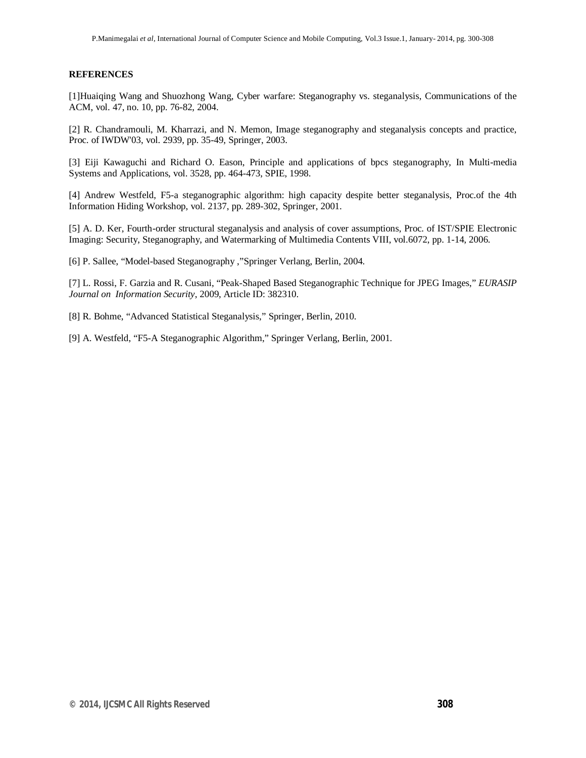**REFERENCES**

[1]Huaiqing Wang and Shuozhong Wang, Cyber warfare: Steganography vs. steganalysis, Communications of the ACM, vol. 47, no. 10, pp. 76-82, 2004.

[2] R. Chandramouli, M. Kharrazi, and N. Memon, Image steganography and steganalysis concepts and practice, Proc. of IWDW'03, vol. 2939, pp. 35-49, Springer, 2003.

[3] Eiji Kawaguchi and Richard O. Eason, Principle and applications of bpcs steganography, In Multi-media Systems and Applications, vol. 3528, pp. 464-473, SPIE, 1998.

[4] Andrew Westfeld, F5-a steganographic algorithm: high capacity despite better steganalysis, Proc.of the 4th Information Hiding Workshop, vol. 2137, pp. 289-302, Springer, 2001.

[5] A. D. Ker, Fourth-order structural steganalysis and analysis of cover assumptions, Proc. of IST/SPIE Electronic Imaging: Security, Steganography, and Watermarking of Multimedia Contents VIII, vol.6072, pp. 1-14, 2006.

[6] P. Sallee, "Model-based Steganography ,"Springer Verlang, Berlin, 2004.

[7] L. Rossi, F. Garzia and R. Cusani, "Peak-Shaped Based Steganographic Technique for JPEG Images," *EURASIP Journal on Information Security*, 2009, Article ID: 382310.

[8] R. Bohme, "Advanced Statistical Steganalysis," Springer, Berlin, 2010.

[9] A. Westfeld, "F5-A Steganographic Algorithm," Springer Verlang, Berlin, 2001.